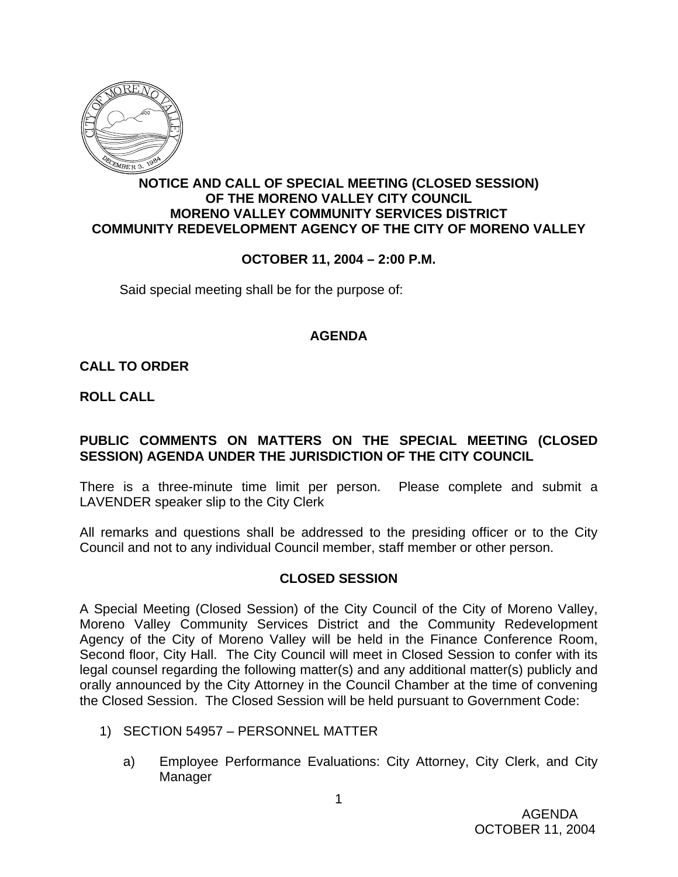**NOTICE AND CALL OF SPECIAL MEETING (CLOSED SESSION)**
**OF THE MORENO VALLEY CITY COUNCIL**
**MORENO VALLEY COMMUNITY SERVICES DISTRICT**
**COMMUNITY REDEVELOPMENT AGENCY OF THE CITY OF MORENO VALLEY**

**OCTOBER 11, 2004 – 2:00 P.M.**

Said special meeting shall be for the purpose of:

## AGENDA

**CALL TO ORDER**

**ROLL CALL**

**PUBLIC COMMENTS ON MATTERS ON THE SPECIAL MEETING (CLOSED SESSION) AGENDA UNDER THE JURISDICTION OF THE CITY COUNCIL**

There is a three-minute time limit per person. Please complete and submit a LAVENDER speaker slip to the City Clerk

All remarks and questions shall be addressed to the presiding officer or to the City Council and not to any individual Council member, staff member or other person.

## CLOSED SESSION

A Special Meeting (Closed Session) of the City Council of the City of Moreno Valley, Moreno Valley Community Services District and the Community Redevelopment Agency of the City of Moreno Valley will be held in the Finance Conference Room, Second floor, City Hall. The City Council will meet in Closed Session to confer with its legal counsel regarding the following matter(s) and any additional matter(s) publicly and orally announced by the City Attorney in the Council Chamber at the time of convening the Closed Session. The Closed Session will be held pursuant to Government Code:

1) SECTION 54957 – PERSONNEL MATTER

   a) Employee Performance Evaluations: City Attorney, City Clerk, and City Manager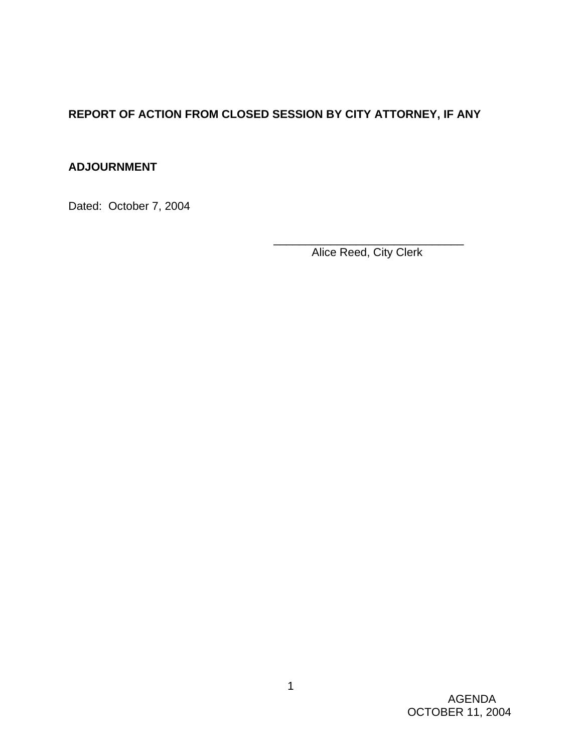**REPORT OF ACTION FROM CLOSED SESSION BY CITY ATTORNEY, IF ANY**

**ADJOURNMENT**

Dated: October 7, 2004

_______________________________
Alice Reed, City Clerk